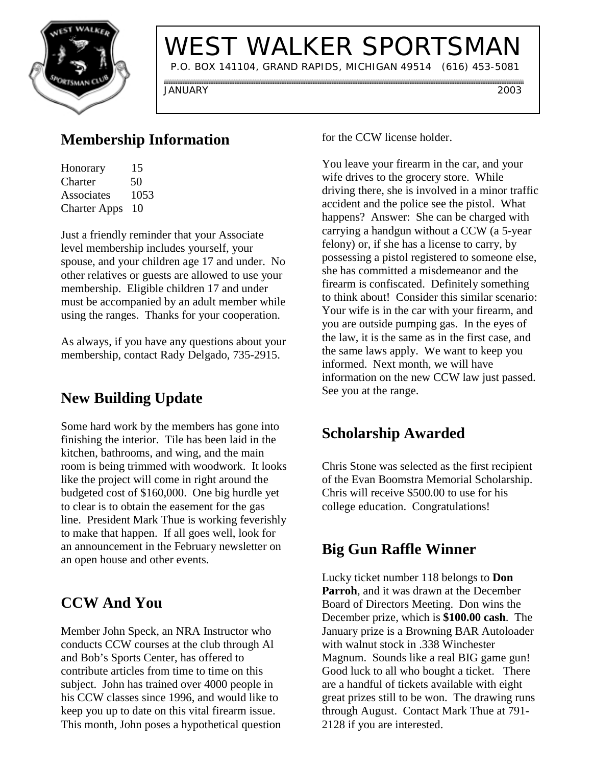# WEST WALKER SPORTSMAN

P.O. BOX 141104, GRAND RAPIDS, MICHIGAN 49514 (616) 453-5081

JANUARY 2003

## Membership Information

| | |
|---|---|
| Honorary | 15 |
| Charter | 50 |
| Associates | 1053 |
| Charter Apps | 10 |

Just a friendly reminder that your Associate level membership includes yourself, your spouse, and your children age 17 and under. No other relatives or guests are allowed to use your membership. Eligible children 17 and under must be accompanied by an adult member while using the ranges. Thanks for your cooperation.

As always, if you have any questions about your membership, contact Rady Delgado, 735-2915.

## New Building Update

Some hard work by the members has gone into finishing the interior. Tile has been laid in the kitchen, bathrooms, and wing, and the main room is being trimmed with woodwork. It looks like the project will come in right around the budgeted cost of $160,000. One big hurdle yet to clear is to obtain the easement for the gas line. President Mark Thue is working feverishly to make that happen. If all goes well, look for an announcement in the February newsletter on an open house and other events.

## CCW And You

Member John Speck, an NRA Instructor who conducts CCW courses at the club through Al and Bob's Sports Center, has offered to contribute articles from time to time on this subject. John has trained over 4000 people in his CCW classes since 1996, and would like to keep you up to date on this vital firearm issue. This month, John poses a hypothetical question for the CCW license holder.

You leave your firearm in the car, and your wife drives to the grocery store. While driving there, she is involved in a minor traffic accident and the police see the pistol. What happens? Answer: She can be charged with carrying a handgun without a CCW (a 5-year felony) or, if she has a license to carry, by possessing a pistol registered to someone else, she has committed a misdemeanor and the firearm is confiscated. Definitely something to think about! Consider this similar scenario: Your wife is in the car with your firearm, and you are outside pumping gas. In the eyes of the law, it is the same as in the first case, and the same laws apply. We want to keep you informed. Next month, we will have information on the new CCW law just passed. See you at the range.

## Scholarship Awarded

Chris Stone was selected as the first recipient of the Evan Boomstra Memorial Scholarship. Chris will receive $500.00 to use for his college education. Congratulations!

## Big Gun Raffle Winner

Lucky ticket number 118 belongs to **Don Parroh**, and it was drawn at the December Board of Directors Meeting. Don wins the December prize, which is **$100.00 cash**. The January prize is a Browning BAR Autoloader with walnut stock in .338 Winchester Magnum. Sounds like a real BIG game gun! Good luck to all who bought a ticket. There are a handful of tickets available with eight great prizes still to be won. The drawing runs through August. Contact Mark Thue at 791-2128 if you are interested.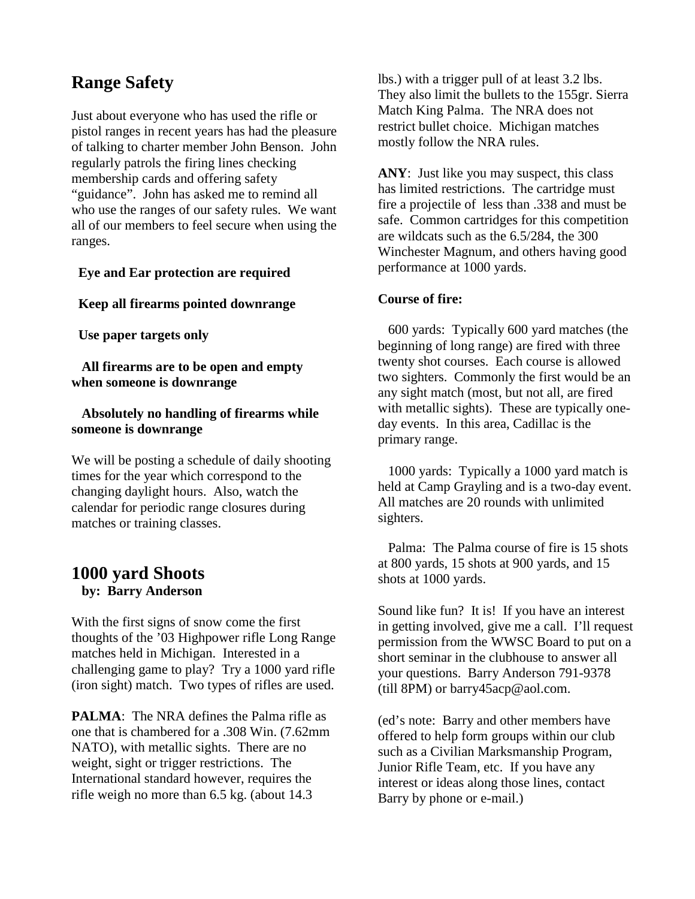## Range Safety

Just about everyone who has used the rifle or pistol ranges in recent years has had the pleasure of talking to charter member John Benson. John regularly patrols the firing lines checking membership cards and offering safety "guidance". John has asked me to remind all who use the ranges of our safety rules. We want all of our members to feel secure when using the ranges.

**Eye and Ear protection are required**

**Keep all firearms pointed downrange**

**Use paper targets only**

**All firearms are to be open and empty when someone is downrange**

**Absolutely no handling of firearms while someone is downrange**

We will be posting a schedule of daily shooting times for the year which correspond to the changing daylight hours. Also, watch the calendar for periodic range closures during matches or training classes.

## 1000 yard Shoots

**by: Barry Anderson**

With the first signs of snow come the first thoughts of the '03 Highpower rifle Long Range matches held in Michigan. Interested in a challenging game to play? Try a 1000 yard rifle (iron sight) match. Two types of rifles are used.

**PALMA**: The NRA defines the Palma rifle as one that is chambered for a .308 Win. (7.62mm NATO), with metallic sights. There are no weight, sight or trigger restrictions. The International standard however, requires the rifle weigh no more than 6.5 kg. (about 14.3 lbs.) with a trigger pull of at least 3.2 lbs. They also limit the bullets to the 155gr. Sierra Match King Palma. The NRA does not restrict bullet choice. Michigan matches mostly follow the NRA rules.

**ANY**: Just like you may suspect, this class has limited restrictions. The cartridge must fire a projectile of less than .338 and must be safe. Common cartridges for this competition are wildcats such as the 6.5/284, the 300 Winchester Magnum, and others having good performance at 1000 yards.

**Course of fire:**

600 yards: Typically 600 yard matches (the beginning of long range) are fired with three twenty shot courses. Each course is allowed two sighters. Commonly the first would be an any sight match (most, but not all, are fired with metallic sights). These are typically one-day events. In this area, Cadillac is the primary range.

1000 yards: Typically a 1000 yard match is held at Camp Grayling and is a two-day event. All matches are 20 rounds with unlimited sighters.

Palma: The Palma course of fire is 15 shots at 800 yards, 15 shots at 900 yards, and 15 shots at 1000 yards.

Sound like fun? It is! If you have an interest in getting involved, give me a call. I'll request permission from the WWSC Board to put on a short seminar in the clubhouse to answer all your questions. Barry Anderson 791-9378 (till 8PM) or barry45acp@aol.com.

(ed's note: Barry and other members have offered to help form groups within our club such as a Civilian Marksmanship Program, Junior Rifle Team, etc. If you have any interest or ideas along those lines, contact Barry by phone or e-mail.)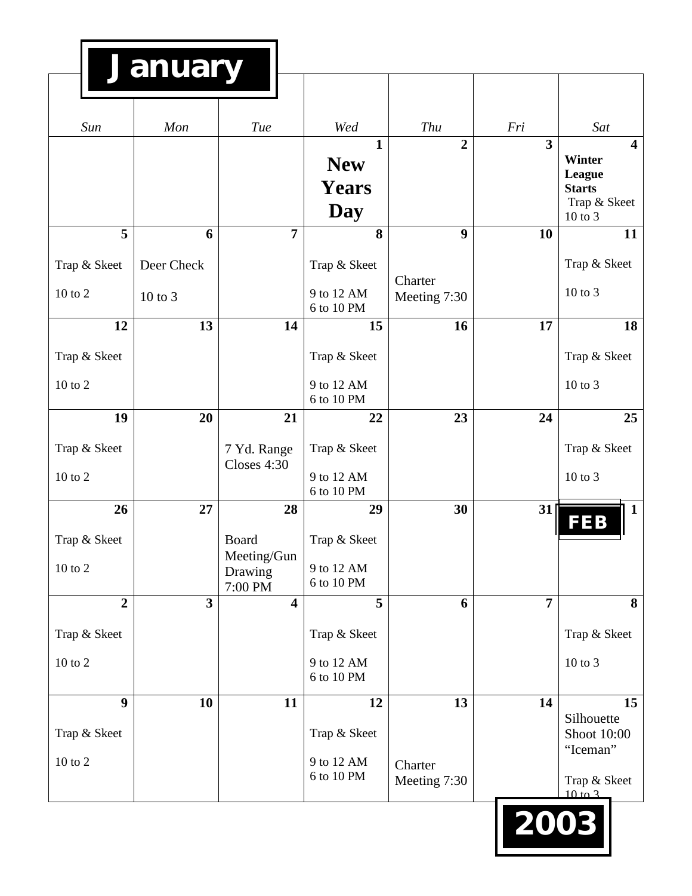# January

| Sun | Mon | Tue | Wed | Thu | Fri | Sat |
|---|---|---|---|---|---|---|
| | | | 1 **New Years Day** | 2 | 3 | 4 **Winter League Starts** Trap & Skeet 10 to 3 |
| 5 Trap & Skeet 10 to 2 | 6 Deer Check 10 to 3 | 7 | 8 Trap & Skeet 9 to 12 AM 6 to 10 PM | 9 Charter Meeting 7:30 | 10 | 11 Trap & Skeet 10 to 3 |
| 12 Trap & Skeet 10 to 2 | 13 | 14 | 15 Trap & Skeet 9 to 12 AM 6 to 10 PM | 16 | 17 | 18 Trap & Skeet 10 to 3 |
| 19 Trap & Skeet 10 to 2 | 20 | 21 7 Yd. Range Closes 4:30 | 22 Trap & Skeet 9 to 12 AM 6 to 10 PM | 23 | 24 | 25 Trap & Skeet 10 to 3 |
| 26 Trap & Skeet 10 to 2 | 27 | 28 Board Meeting/Gun Drawing 7:00 PM | 29 Trap & Skeet 9 to 12 AM 6 to 10 PM | 30 | 31 | **FEB** 1 |
| 2 Trap & Skeet 10 to 2 | 3 | 4 | 5 Trap & Skeet 9 to 12 AM 6 to 10 PM | 6 | 7 | 8 Trap & Skeet 10 to 3 |
| 9 Trap & Skeet 10 to 2 | 10 | 11 | 12 Trap & Skeet 9 to 12 AM 6 to 10 PM | 13 Charter Meeting 7:30 | 14 | 15 Silhouette Shoot 10:00 "Iceman" Trap & Skeet 10 to 3 |

**2003**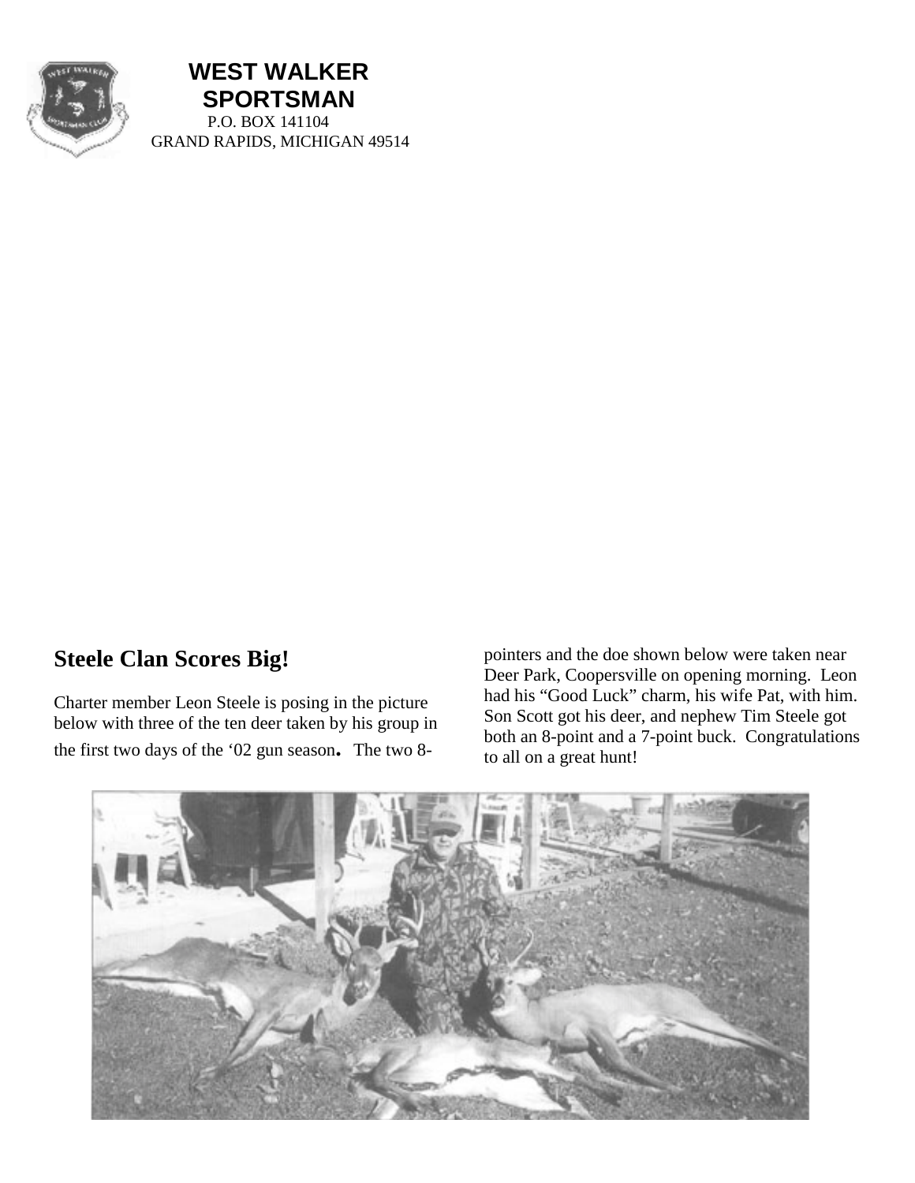**WEST WALKER SPORTSMAN**

P.O. BOX 141104
GRAND RAPIDS, MICHIGAN 49514

## Steele Clan Scores Big!

Charter member Leon Steele is posing in the picture below with three of the ten deer taken by his group in the first two days of the '02 gun season. The two 8-pointers and the doe shown below were taken near Deer Park, Coopersville on opening morning. Leon had his "Good Luck" charm, his wife Pat, with him. Son Scott got his deer, and nephew Tim Steele got both an 8-point and a 7-point buck. Congratulations to all on a great hunt!